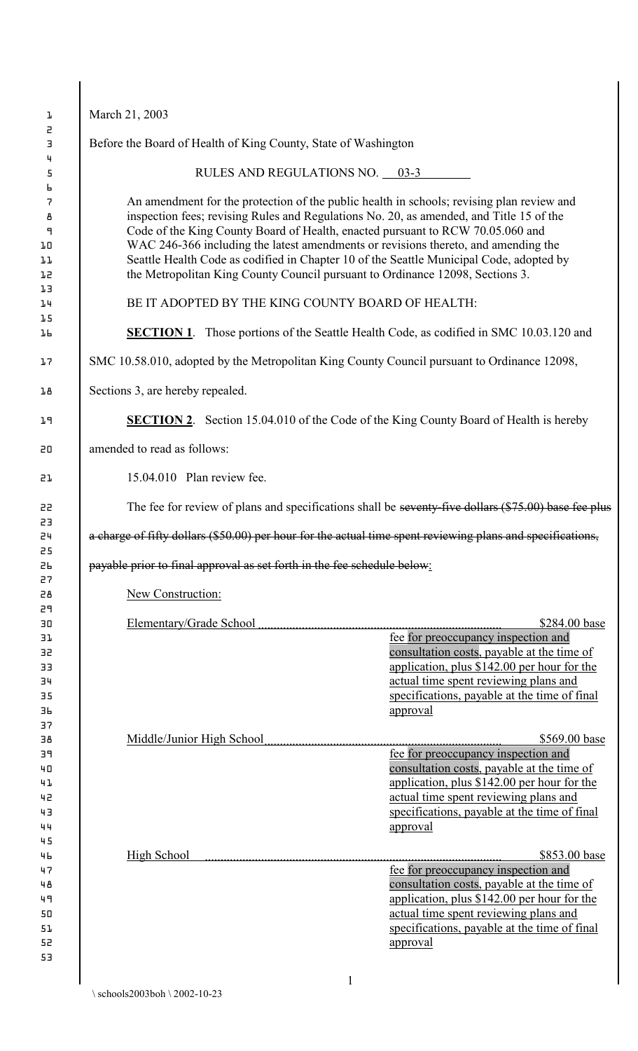March 21, 2003

Before the Board of Health of King County, State of Washington

RULES AND REGULATIONS NO. 03-3

An amendment for the protection of the public health in schools; revising plan review and inspection fees; revising Rules and Regulations No. 20, as amended, and Title 15 of the Code of the King County Board of Health, enacted pursuant to RCW 70.05.060 and WAC 246-366 including the latest amendments or revisions thereto, and amending the Seattle Health Code as codified in Chapter 10 of the Seattle Municipal Code, adopted by the Metropolitan King County Council pursuant to Ordinance 12098, Sections 3.

BE IT ADOPTED BY THE KING COUNTY BOARD OF HEALTH:

**SECTION 1**. Those portions of the Seattle Health Code, as codified in SMC 10.03.120 and SMC 10.58.010, adopted by the Metropolitan King County Council pursuant to Ordinance 12098, Sections 3, are hereby repealed.

**SECTION 2**. Section 15.04.010 of the Code of the King County Board of Health is hereby amended to read as follows:

15.04.010 Plan review fee.

The fee for review of plans and specifications shall be ~~seventy-five dollars ($75.00) base fee plus a charge of fifty dollars ($50.00) per hour for the actual time spent reviewing plans and specifications, payable prior to final approval~~ as set forth in the fee schedule below:

New Construction:

| | |
|---|---|
| Elementary/Grade School | $284.00 base fee for preoccupancy inspection and consultation costs, payable at the time of application, plus $142.00 per hour for the actual time spent reviewing plans and specifications, payable at the time of final approval |
| Middle/Junior High School | $569.00 base fee for preoccupancy inspection and consultation costs, payable at the time of application, plus $142.00 per hour for the actual time spent reviewing plans and specifications, payable at the time of final approval |
| High School | $853.00 base fee for preoccupancy inspection and consultation costs, payable at the time of application, plus $142.00 per hour for the actual time spent reviewing plans and specifications, payable at the time of final approval |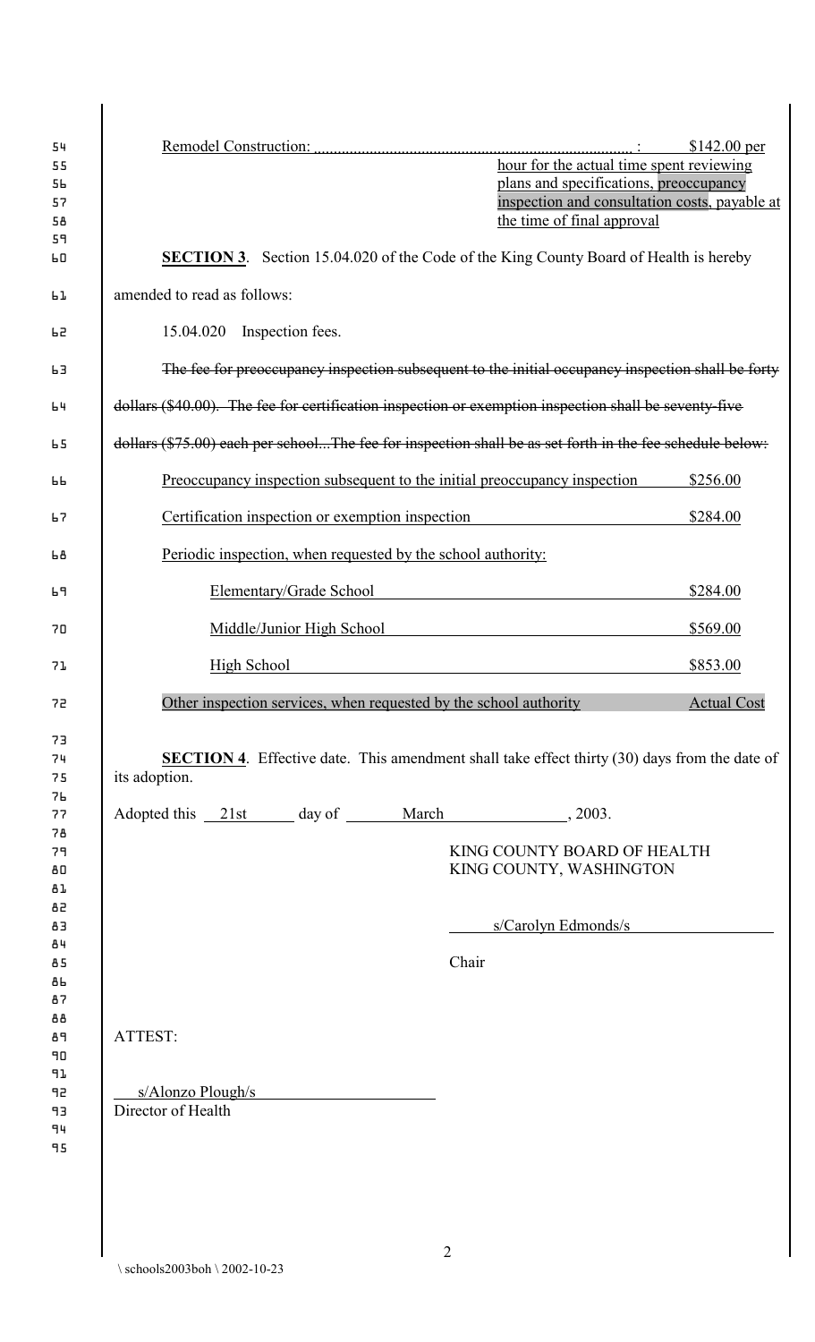Remodel Construction: ............................................................................... : $142.00 per hour for the actual time spent reviewing plans and specifications, preoccupancy inspection and consultation costs, payable at the time of final approval

**SECTION 3**. Section 15.04.020 of the Code of the King County Board of Health is hereby amended to read as follows:

15.04.020 Inspection fees.

~~The fee for preoccupancy inspection subsequent to the initial occupancy inspection shall be forty dollars ($40.00). The fee for certification inspection or exemption inspection shall be seventy-five dollars ($75.00) each per school...~~The fee for inspection shall be as set forth in the fee schedule below:

| | |
|---|---|
| Preoccupancy inspection subsequent to the initial preoccupancy inspection | $256.00 |
| Certification inspection or exemption inspection | $284.00 |
| Periodic inspection, when requested by the school authority: | |
| Elementary/Grade School | $284.00 |
| Middle/Junior High School | $569.00 |
| High School | $853.00 |
| Other inspection services, when requested by the school authority | Actual Cost |

**SECTION 4**. Effective date. This amendment shall take effect thirty (30) days from the date of its adoption.

Adopted this 21st day of March, 2003.

KING COUNTY BOARD OF HEALTH
KING COUNTY, WASHINGTON

s/Carolyn Edmonds/s

Chair

ATTEST:

s/Alonzo Plough/s
Director of Health

\ schools2003boh \ 2002-10-23